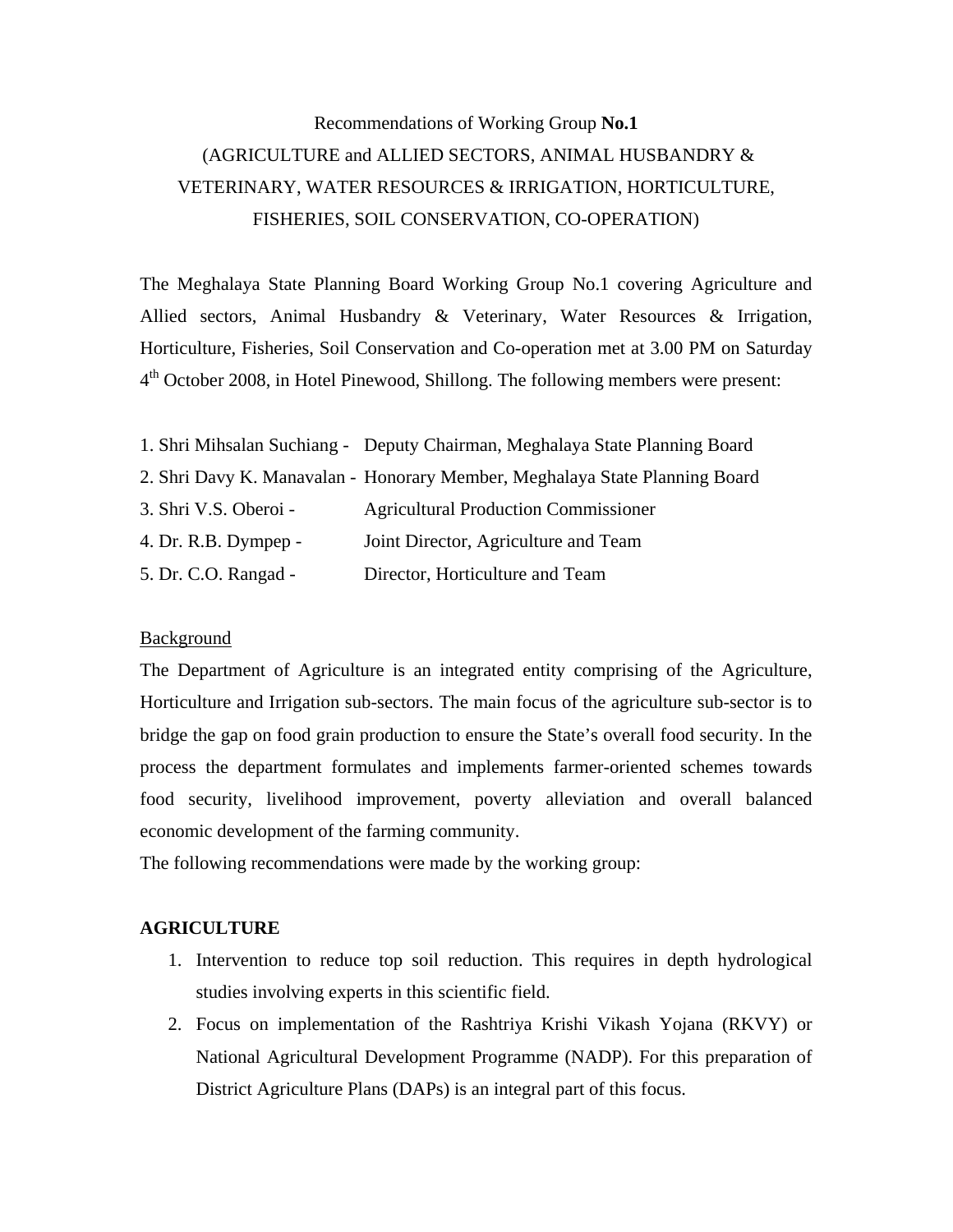# Recommendations of Working Group **No.1**

# (AGRICULTURE and ALLIED SECTORS, ANIMAL HUSBANDRY & VETERINARY, WATER RESOURCES & IRRIGATION, HORTICULTURE, FISHERIES, SOIL CONSERVATION, CO-OPERATION)

The Meghalaya State Planning Board Working Group No.1 covering Agriculture and Allied sectors, Animal Husbandry & Veterinary, Water Resources & Irrigation, Horticulture, Fisheries, Soil Conservation and Co-operation met at 3.00 PM on Saturday 4th October 2008, in Hotel Pinewood, Shillong. The following members were present:

1. Shri Mihsalan Suchiang - Deputy Chairman, Meghalaya State Planning Board
2. Shri Davy K. Manavalan - Honorary Member, Meghalaya State Planning Board
3. Shri V.S. Oberoi - Agricultural Production Commissioner
4. Dr. R.B. Dympep - Joint Director, Agriculture and Team
5. Dr. C.O. Rangad - Director, Horticulture and Team

## Background

The Department of Agriculture is an integrated entity comprising of the Agriculture, Horticulture and Irrigation sub-sectors. The main focus of the agriculture sub-sector is to bridge the gap on food grain production to ensure the State's overall food security. In the process the department formulates and implements farmer-oriented schemes towards food security, livelihood improvement, poverty alleviation and overall balanced economic development of the farming community.

The following recommendations were made by the working group:

## AGRICULTURE

1. Intervention to reduce top soil reduction. This requires in depth hydrological studies involving experts in this scientific field.
2. Focus on implementation of the Rashtriya Krishi Vikash Yojana (RKVY) or National Agricultural Development Programme (NADP). For this preparation of District Agriculture Plans (DAPs) is an integral part of this focus.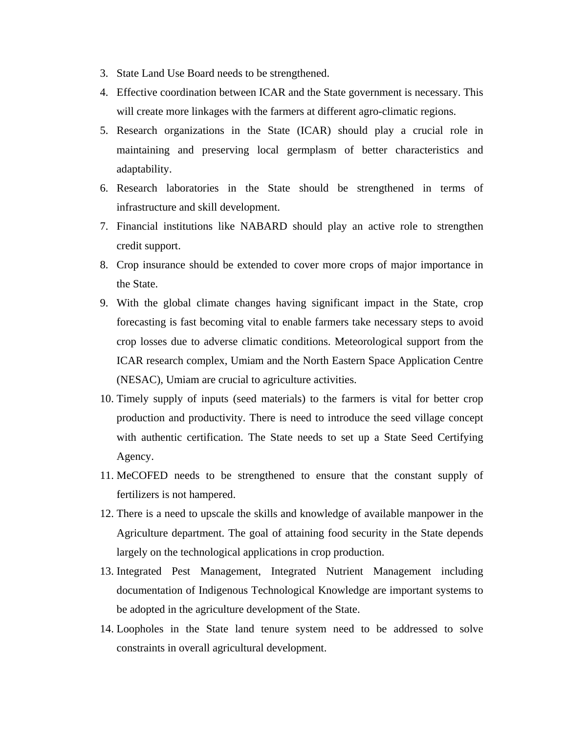3. State Land Use Board needs to be strengthened.
4. Effective coordination between ICAR and the State government is necessary. This will create more linkages with the farmers at different agro-climatic regions.
5. Research organizations in the State (ICAR) should play a crucial role in maintaining and preserving local germplasm of better characteristics and adaptability.
6. Research laboratories in the State should be strengthened in terms of infrastructure and skill development.
7. Financial institutions like NABARD should play an active role to strengthen credit support.
8. Crop insurance should be extended to cover more crops of major importance in the State.
9. With the global climate changes having significant impact in the State, crop forecasting is fast becoming vital to enable farmers take necessary steps to avoid crop losses due to adverse climatic conditions. Meteorological support from the ICAR research complex, Umiam and the North Eastern Space Application Centre (NESAC), Umiam are crucial to agriculture activities.
10. Timely supply of inputs (seed materials) to the farmers is vital for better crop production and productivity. There is need to introduce the seed village concept with authentic certification. The State needs to set up a State Seed Certifying Agency.
11. MeCOFED needs to be strengthened to ensure that the constant supply of fertilizers is not hampered.
12. There is a need to upscale the skills and knowledge of available manpower in the Agriculture department. The goal of attaining food security in the State depends largely on the technological applications in crop production.
13. Integrated Pest Management, Integrated Nutrient Management including documentation of Indigenous Technological Knowledge are important systems to be adopted in the agriculture development of the State.
14. Loopholes in the State land tenure system need to be addressed to solve constraints in overall agricultural development.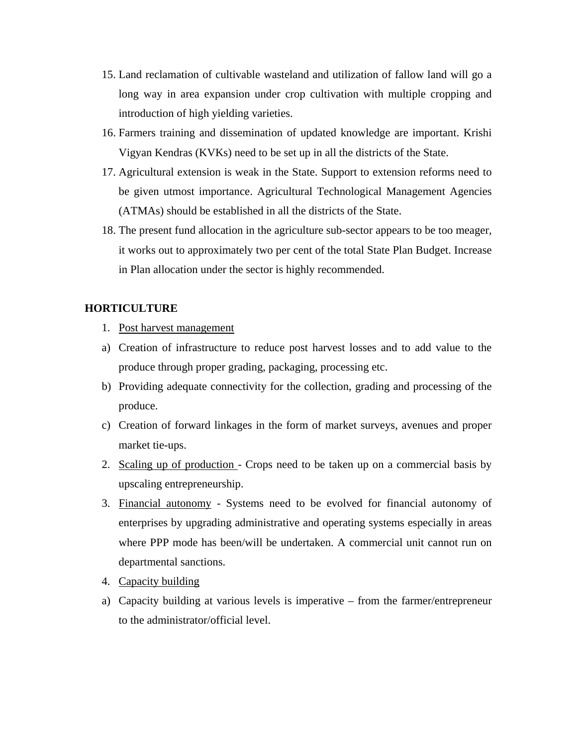15. Land reclamation of cultivable wasteland and utilization of fallow land will go a long way in area expansion under crop cultivation with multiple cropping and introduction of high yielding varieties.
16. Farmers training and dissemination of updated knowledge are important. Krishi Vigyan Kendras (KVKs) need to be set up in all the districts of the State.
17. Agricultural extension is weak in the State. Support to extension reforms need to be given utmost importance. Agricultural Technological Management Agencies (ATMAs) should be established in all the districts of the State.
18. The present fund allocation in the agriculture sub-sector appears to be too meager, it works out to approximately two per cent of the total State Plan Budget. Increase in Plan allocation under the sector is highly recommended.

**HORTICULTURE**

1. <u>Post harvest management</u>

a) Creation of infrastructure to reduce post harvest losses and to add value to the produce through proper grading, packaging, processing etc.

b) Providing adequate connectivity for the collection, grading and processing of the produce.

c) Creation of forward linkages in the form of market surveys, avenues and proper market tie-ups.

2. <u>Scaling up of production</u> - Crops need to be taken up on a commercial basis by upscaling entrepreneurship.
3. <u>Financial autonomy</u> - Systems need to be evolved for financial autonomy of enterprises by upgrading administrative and operating systems especially in areas where PPP mode has been/will be undertaken. A commercial unit cannot run on departmental sanctions.
4. <u>Capacity building</u>

a) Capacity building at various levels is imperative – from the farmer/entrepreneur to the administrator/official level.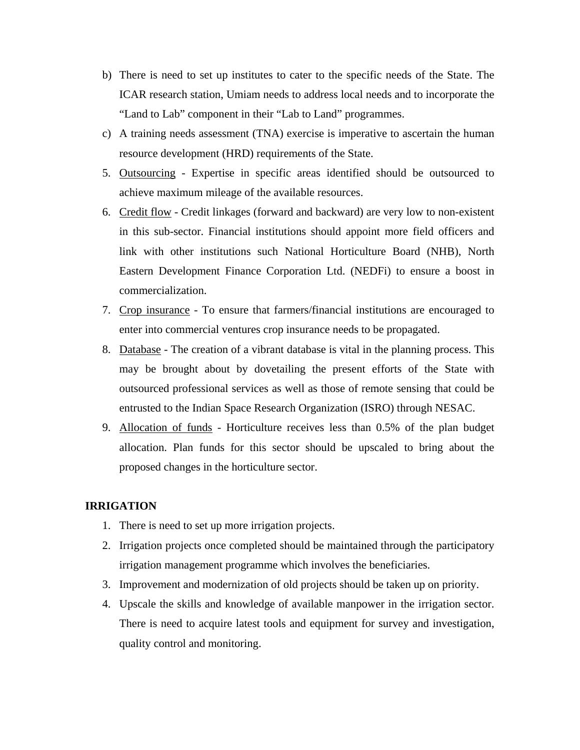b) There is need to set up institutes to cater to the specific needs of the State. The ICAR research station, Umiam needs to address local needs and to incorporate the "Land to Lab" component in their "Lab to Land" programmes.

c) A training needs assessment (TNA) exercise is imperative to ascertain the human resource development (HRD) requirements of the State.

5. <u>Outsourcing</u> - Expertise in specific areas identified should be outsourced to achieve maximum mileage of the available resources.
6. <u>Credit flow</u> - Credit linkages (forward and backward) are very low to non-existent in this sub-sector. Financial institutions should appoint more field officers and link with other institutions such National Horticulture Board (NHB), North Eastern Development Finance Corporation Ltd. (NEDFi) to ensure a boost in commercialization.
7. <u>Crop insurance</u> - To ensure that farmers/financial institutions are encouraged to enter into commercial ventures crop insurance needs to be propagated.
8. <u>Database</u> - The creation of a vibrant database is vital in the planning process. This may be brought about by dovetailing the present efforts of the State with outsourced professional services as well as those of remote sensing that could be entrusted to the Indian Space Research Organization (ISRO) through NESAC.
9. <u>Allocation of funds</u> - Horticulture receives less than 0.5% of the plan budget allocation. Plan funds for this sector should be upscaled to bring about the proposed changes in the horticulture sector.

**IRRIGATION**

1. There is need to set up more irrigation projects.
2. Irrigation projects once completed should be maintained through the participatory irrigation management programme which involves the beneficiaries.
3. Improvement and modernization of old projects should be taken up on priority.
4. Upscale the skills and knowledge of available manpower in the irrigation sector. There is need to acquire latest tools and equipment for survey and investigation, quality control and monitoring.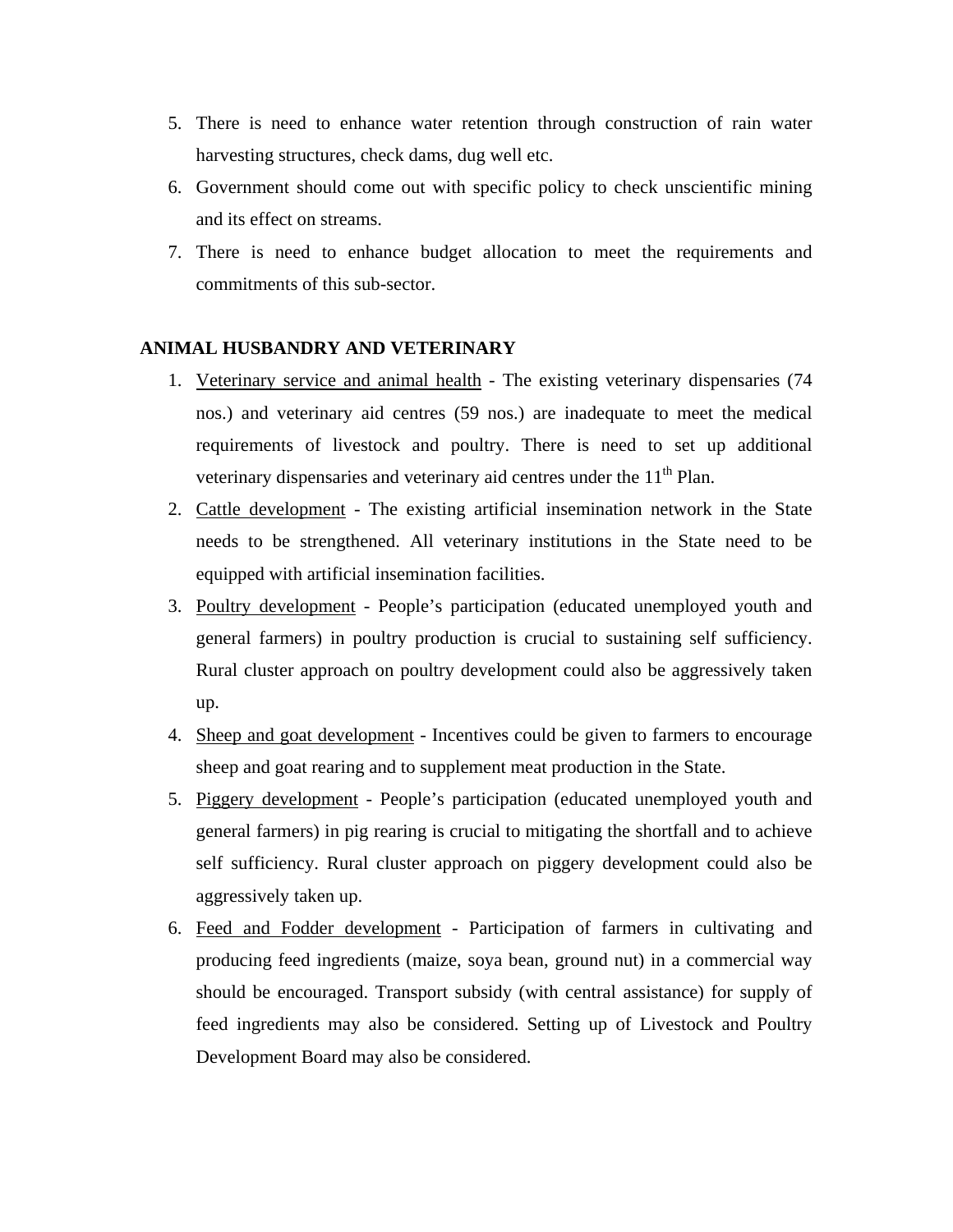5. There is need to enhance water retention through construction of rain water harvesting structures, check dams, dug well etc.
6. Government should come out with specific policy to check unscientific mining and its effect on streams.
7. There is need to enhance budget allocation to meet the requirements and commitments of this sub-sector.

**ANIMAL HUSBANDRY AND VETERINARY**

1. Veterinary service and animal health - The existing veterinary dispensaries (74 nos.) and veterinary aid centres (59 nos.) are inadequate to meet the medical requirements of livestock and poultry. There is need to set up additional veterinary dispensaries and veterinary aid centres under the 11th Plan.
2. Cattle development - The existing artificial insemination network in the State needs to be strengthened. All veterinary institutions in the State need to be equipped with artificial insemination facilities.
3. Poultry development - People's participation (educated unemployed youth and general farmers) in poultry production is crucial to sustaining self sufficiency. Rural cluster approach on poultry development could also be aggressively taken up.
4. Sheep and goat development - Incentives could be given to farmers to encourage sheep and goat rearing and to supplement meat production in the State.
5. Piggery development - People's participation (educated unemployed youth and general farmers) in pig rearing is crucial to mitigating the shortfall and to achieve self sufficiency. Rural cluster approach on piggery development could also be aggressively taken up.
6. Feed and Fodder development - Participation of farmers in cultivating and producing feed ingredients (maize, soya bean, ground nut) in a commercial way should be encouraged. Transport subsidy (with central assistance) for supply of feed ingredients may also be considered. Setting up of Livestock and Poultry Development Board may also be considered.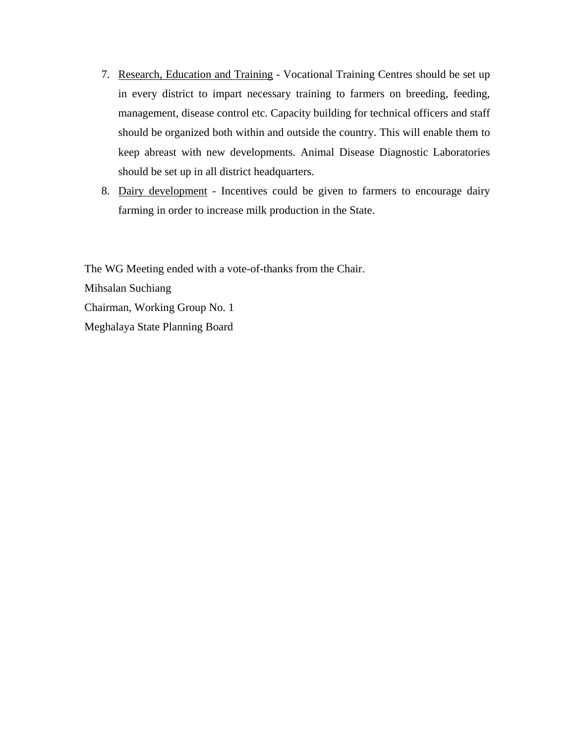7. Research, Education and Training - Vocational Training Centres should be set up in every district to impart necessary training to farmers on breeding, feeding, management, disease control etc. Capacity building for technical officers and staff should be organized both within and outside the country. This will enable them to keep abreast with new developments. Animal Disease Diagnostic Laboratories should be set up in all district headquarters.
8. Dairy development - Incentives could be given to farmers to encourage dairy farming in order to increase milk production in the State.

The WG Meeting ended with a vote-of-thanks from the Chair.

Mihsalan Suchiang

Chairman, Working Group No. 1

Meghalaya State Planning Board